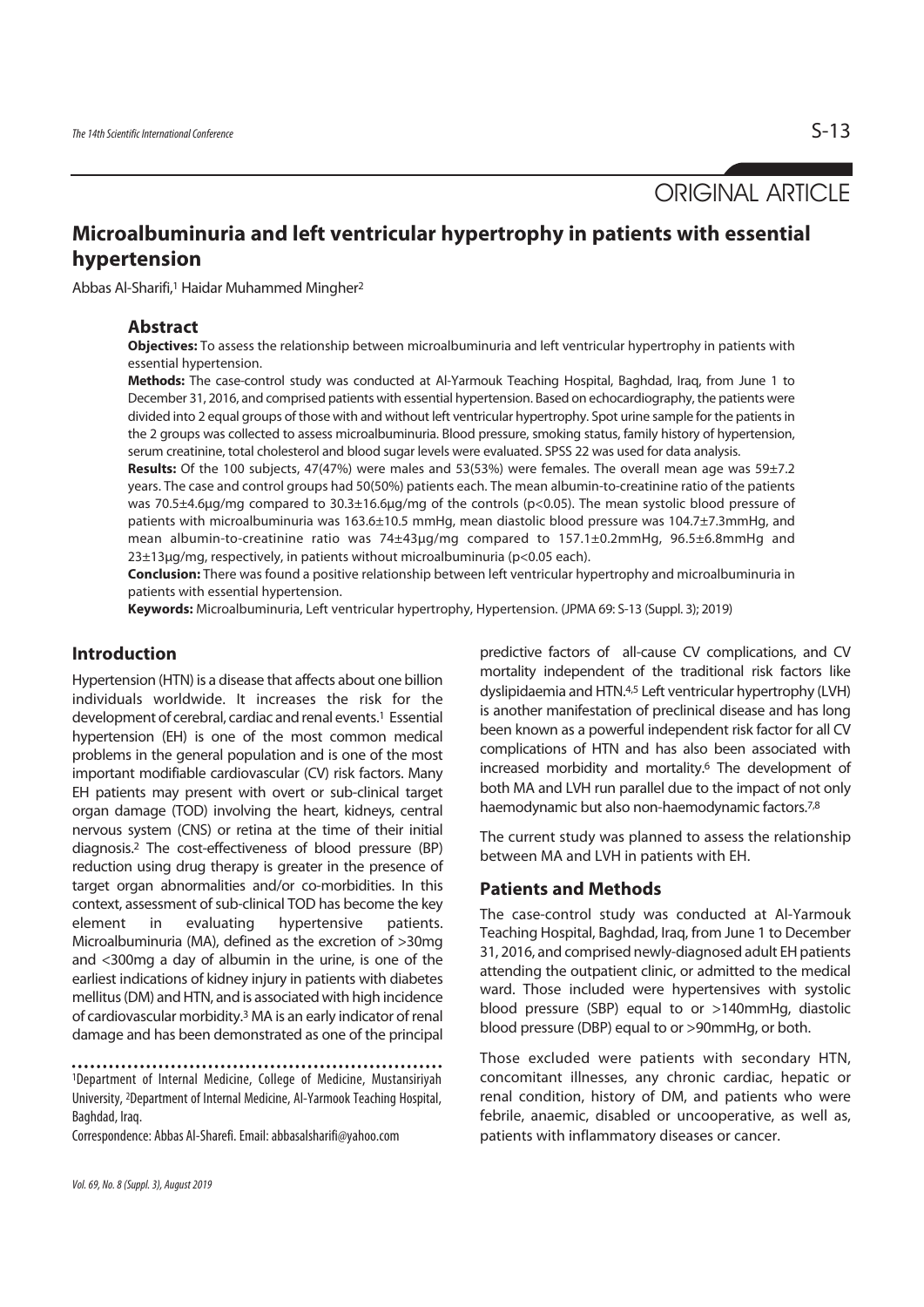ORIGINAL ARTICLE

# Microalbuminuria and left ventricular hypertrophy in patients with essential hypertension

Abbas Al-Sharifi,[1] Haidar Muhammed Mingher[2]

## Abstract

**Objectives:** To assess the relationship between microalbuminuria and left ventricular hypertrophy in patients with essential hypertension.

**Methods:** The case-control study was conducted at Al-Yarmouk Teaching Hospital, Baghdad, Iraq, from June 1 to December 31, 2016, and comprised patients with essential hypertension. Based on echocardiography, the patients were divided into 2 equal groups of those with and without left ventricular hypertrophy. Spot urine sample for the patients in the 2 groups was collected to assess microalbuminuria. Blood pressure, smoking status, family history of hypertension, serum creatinine, total cholesterol and blood sugar levels were evaluated. SPSS 22 was used for data analysis.

**Results:** Of the 100 subjects, 47(47%) were males and 53(53%) were females. The overall mean age was 59±7.2 years. The case and control groups had 50(50%) patients each. The mean albumin-to-creatinine ratio of the patients was 70.5±4.6µg/mg compared to 30.3±16.6µg/mg of the controls ($p<0.05$). The mean systolic blood pressure of patients with microalbuminuria was 163.6±10.5 mmHg, mean diastolic blood pressure was 104.7±7.3mmHg, and mean albumin-to-creatinine ratio was 74±43µg/mg compared to 157.1±0.2mmHg, 96.5±6.8mmHg and 23±13µg/mg, respectively, in patients without microalbuminuria ($p<0.05$ each).

**Conclusion:** There was found a positive relationship between left ventricular hypertrophy and microalbuminuria in patients with essential hypertension.

**Keywords:** Microalbuminuria, Left ventricular hypertrophy, Hypertension. (JPMA 69: S-13 (Suppl. 3); 2019)

## Introduction

Hypertension (HTN) is a disease that affects about one billion individuals worldwide. It increases the risk for the development of cerebral, cardiac and renal events.[1] Essential hypertension (EH) is one of the most common medical problems in the general population and is one of the most important modifiable cardiovascular (CV) risk factors. Many EH patients may present with overt or sub-clinical target organ damage (TOD) involving the heart, kidneys, central nervous system (CNS) or retina at the time of their initial diagnosis.[2] The cost-effectiveness of blood pressure (BP) reduction using drug therapy is greater in the presence of target organ abnormalities and/or co-morbidities. In this context, assessment of sub-clinical TOD has become the key element in evaluating hypertensive patients. Microalbuminuria (MA), defined as the excretion of >30mg and <300mg a day of albumin in the urine, is one of the earliest indications of kidney injury in patients with diabetes mellitus (DM) and HTN, and is associated with high incidence of cardiovascular morbidity.[3] MA is an early indicator of renal damage and has been demonstrated as one of the principal predictive factors of all-cause CV complications, and CV mortality independent of the traditional risk factors like dyslipidaemia and HTN.[4,5] Left ventricular hypertrophy (LVH) is another manifestation of preclinical disease and has long been known as a powerful independent risk factor for all CV complications of HTN and has also been associated with increased morbidity and mortality.[6] The development of both MA and LVH run parallel due to the impact of not only haemodynamic but also non-haemodynamic factors.[7,8]

The current study was planned to assess the relationship between MA and LVH in patients with EH.

## Patients and Methods

The case-control study was conducted at Al-Yarmouk Teaching Hospital, Baghdad, Iraq, from June 1 to December 31, 2016, and comprised newly-diagnosed adult EH patients attending the outpatient clinic, or admitted to the medical ward. Those included were hypertensives with systolic blood pressure (SBP) equal to or >140mmHg, diastolic blood pressure (DBP) equal to or >90mmHg, or both.

Those excluded were patients with secondary HTN, concomitant illnesses, any chronic cardiac, hepatic or renal condition, history of DM, and patients who were febrile, anaemic, disabled or uncooperative, as well as, patients with inflammatory diseases or cancer.

[1]Department of Internal Medicine, College of Medicine, Mustansiriyah University, [2]Department of Internal Medicine, Al-Yarmook Teaching Hospital, Baghdad, Iraq.

Correspondence: Abbas Al-Sharefi. Email: abbasalsharifi@yahoo.com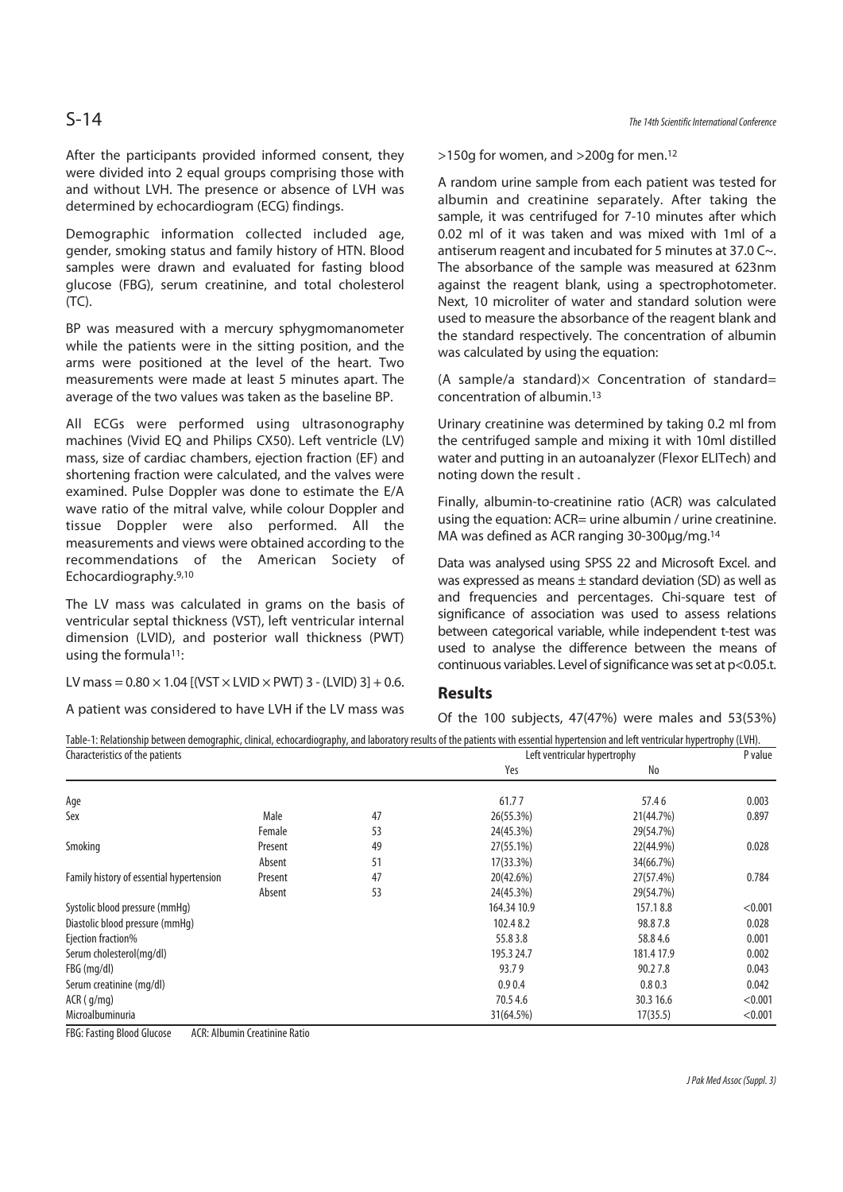After the participants provided informed consent, they were divided into 2 equal groups comprising those with and without LVH. The presence or absence of LVH was determined by echocardiogram (ECG) findings.

Demographic information collected included age, gender, smoking status and family history of HTN. Blood samples were drawn and evaluated for fasting blood glucose (FBG), serum creatinine, and total cholesterol (TC).

BP was measured with a mercury sphygmomanometer while the patients were in the sitting position, and the arms were positioned at the level of the heart. Two measurements were made at least 5 minutes apart. The average of the two values was taken as the baseline BP.

All ECGs were performed using ultrasonography machines (Vivid EQ and Philips CX50). Left ventricle (LV) mass, size of cardiac chambers, ejection fraction (EF) and shortening fraction were calculated, and the valves were examined. Pulse Doppler was done to estimate the E/A wave ratio of the mitral valve, while colour Doppler and tissue Doppler were also performed. All the measurements and views were obtained according to the recommendations of the American Society of Echocardiography.[9,10]

The LV mass was calculated in grams on the basis of ventricular septal thickness (VST), left ventricular internal dimension (LVID), and posterior wall thickness (PWT) using the formula[11]:

LV mass = 0.80 × 1.04 [(VST × LVID × PWT) 3 - (LVID) 3] + 0.6.

A patient was considered to have LVH if the LV mass was >150g for women, and >200g for men.[12]

A random urine sample from each patient was tested for albumin and creatinine separately. After taking the sample, it was centrifuged for 7-10 minutes after which 0.02 ml of it was taken and was mixed with 1ml of a antiserum reagent and incubated for 5 minutes at 37.0 C~. The absorbance of the sample was measured at 623nm against the reagent blank, using a spectrophotometer. Next, 10 microliter of water and standard solution were used to measure the absorbance of the reagent blank and the standard respectively. The concentration of albumin was calculated by using the equation:

(A sample/a standard)× Concentration of standard= concentration of albumin.[13]

Urinary creatinine was determined by taking 0.2 ml from the centrifuged sample and mixing it with 10ml distilled water and putting in an autoanalyzer (Flexor ELITech) and noting down the result .

Finally, albumin-to-creatinine ratio (ACR) was calculated using the equation: ACR= urine albumin / urine creatinine. MA was defined as ACR ranging 30-300µg/mg.[14]

Data was analysed using SPSS 22 and Microsoft Excel. and was expressed as means ± standard deviation (SD) as well as and frequencies and percentages. Chi-square test of significance of association was used to assess relations between categorical variable, while independent t-test was used to analyse the difference between the means of continuous variables. Level of significance was set at p<0.05.t.

## Results

Of the 100 subjects, 47(47%) were males and 53(53%)

Table-1: Relationship between demographic, clinical, echocardiography, and laboratory results of the patients with essential hypertension and left ventricular hypertrophy (LVH).

| Characteristics of the patients | | | Left ventricular hypertrophy | | P value |
|---|---|---|---|---|---|
| | | | Yes | No | |
| Age | | | 61.7 7 | 57.4 6 | 0.003 |
| Sex | Male | 47 | 26(55.3%) | 21(44.7%) | 0.897 |
| | Female | 53 | 24(45.3%) | 29(54.7%) | |
| Smoking | Present | 49 | 27(55.1%) | 22(44.9%) | 0.028 |
| | Absent | 51 | 17(33.3%) | 34(66.7%) | |
| Family history of essential hypertension | Present | 47 | 20(42.6%) | 27(57.4%) | 0.784 |
| | Absent | 53 | 24(45.3%) | 29(54.7%) | |
| Systolic blood pressure (mmHg) | | | 164.34 10.9 | 157.1 8.8 | <0.001 |
| Diastolic blood pressure (mmHg) | | | 102.4 8.2 | 98.8 7.8 | 0.028 |
| Ejection fraction% | | | 55.8 3.8 | 58.8 4.6 | 0.001 |
| Serum cholesterol(mg/dl) | | | 195.3 24.7 | 181.4 17.9 | 0.002 |
| FBG (mg/dl) | | | 93.7 9 | 90.2 7.8 | 0.043 |
| Serum creatinine (mg/dl) | | | 0.9 0.4 | 0.8 0.3 | 0.042 |
| ACR ( g/mg) | | | 70.5 4.6 | 30.3 16.6 | <0.001 |
| Microalbuminuria | | | 31(64.5%) | 17(35.5) | <0.001 |

FBG: Fasting Blood Glucose ACR: Albumin Creatinine Ratio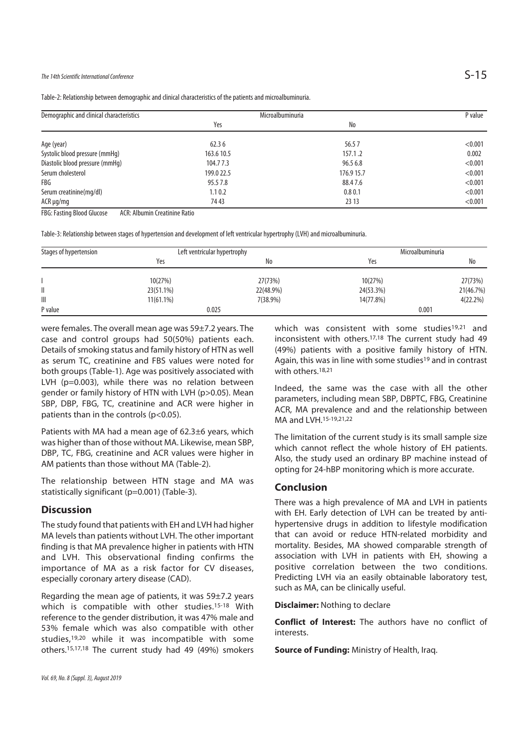Table-2: Relationship between demographic and clinical characteristics of the patients and microalbuminuria.

| Demographic and clinical characteristics | Microalbuminuria | | P value |
|---|---|---|---|
| | Yes | No | |
| Age (year) | 62.3 6 | 56.5 7 | <0.001 |
| Systolic blood pressure (mmHg) | 163.6 10.5 | 157.1 .2 | 0.002 |
| Diastolic blood pressure (mmHg) | 104.7 7.3 | 96.5 6.8 | <0.001 |
| Serum cholesterol | 199.0 22.5 | 176.9 15.7 | <0.001 |
| FBG | 95.5 7.8 | 88.4 7.6 | <0.001 |
| Serum creatinine(mg/dl) | 1.1 0.2 | 0.8 0.1 | <0.001 |
| ACR µg/mg | 74 43 | 23 13 | <0.001 |

FBG: Fasting Blood Glucose ACR: Albumin Creatinine Ratio

Table-3: Relationship between stages of hypertension and development of left ventricular hypertrophy (LVH) and microalbuminuria.

| Stages of hypertension | Left ventricular hypertrophy | | Microalbuminuria | |
|---|---|---|---|---|
| | Yes | No | Yes | No |
| I | 10(27%) | 27(73%) | 10(27%) | 27(73%) |
| II | 23(51.1%) | 22(48.9%) | 24(53.3%) | 21(46.7%) |
| III | 11(61.1%) | 7(38.9%) | 14(77.8%) | 4(22.2%) |
| P value | 0.025 | | 0.001 | |

were females. The overall mean age was 59±7.2 years. The case and control groups had 50(50%) patients each. Details of smoking status and family history of HTN as well as serum TC, creatinine and FBS values were noted for both groups (Table-1). Age was positively associated with LVH (p=0.003), while there was no relation between gender or family history of HTN with LVH (p>0.05). Mean SBP, DBP, FBG, TC, creatinine and ACR were higher in patients than in the controls (p<0.05).

Patients with MA had a mean age of 62.3±6 years, which was higher than of those without MA. Likewise, mean SBP, DBP, TC, FBG, creatinine and ACR values were higher in AM patients than those without MA (Table-2).

The relationship between HTN stage and MA was statistically significant (p=0.001) (Table-3).

## Discussion

The study found that patients with EH and LVH had higher MA levels than patients without LVH. The other important finding is that MA prevalence higher in patients with HTN and LVH. This observational finding confirms the importance of MA as a risk factor for CV diseases, especially coronary artery disease (CAD).

Regarding the mean age of patients, it was 59±7.2 years which is compatible with other studies.[15-18] With reference to the gender distribution, it was 47% male and 53% female which was also compatible with other studies,[19,20] while it was incompatible with some others.[15,17,18] The current study had 49 (49%) smokers which was consistent with some studies[19,21] and inconsistent with others.[17,18] The current study had 49 (49%) patients with a positive family history of HTN. Again, this was in line with some studies[19] and in contrast with others.[18,21]

Indeed, the same was the case with all the other parameters, including mean SBP, DBPTC, FBG, Creatinine ACR, MA prevalence and and the relationship between MA and LVH.[15-19,21,22]

The limitation of the current study is its small sample size which cannot reflect the whole history of EH patients. Also, the study used an ordinary BP machine instead of opting for 24-hBP monitoring which is more accurate.

## Conclusion

There was a high prevalence of MA and LVH in patients with EH. Early detection of LVH can be treated by anti-hypertensive drugs in addition to lifestyle modification that can avoid or reduce HTN-related morbidity and mortality. Besides, MA showed comparable strength of association with LVH in patients with EH, showing a positive correlation between the two conditions. Predicting LVH via an easily obtainable laboratory test, such as MA, can be clinically useful.

**Disclaimer:** Nothing to declare

**Conflict of Interest:** The authors have no conflict of interests.

**Source of Funding:** Ministry of Health, Iraq.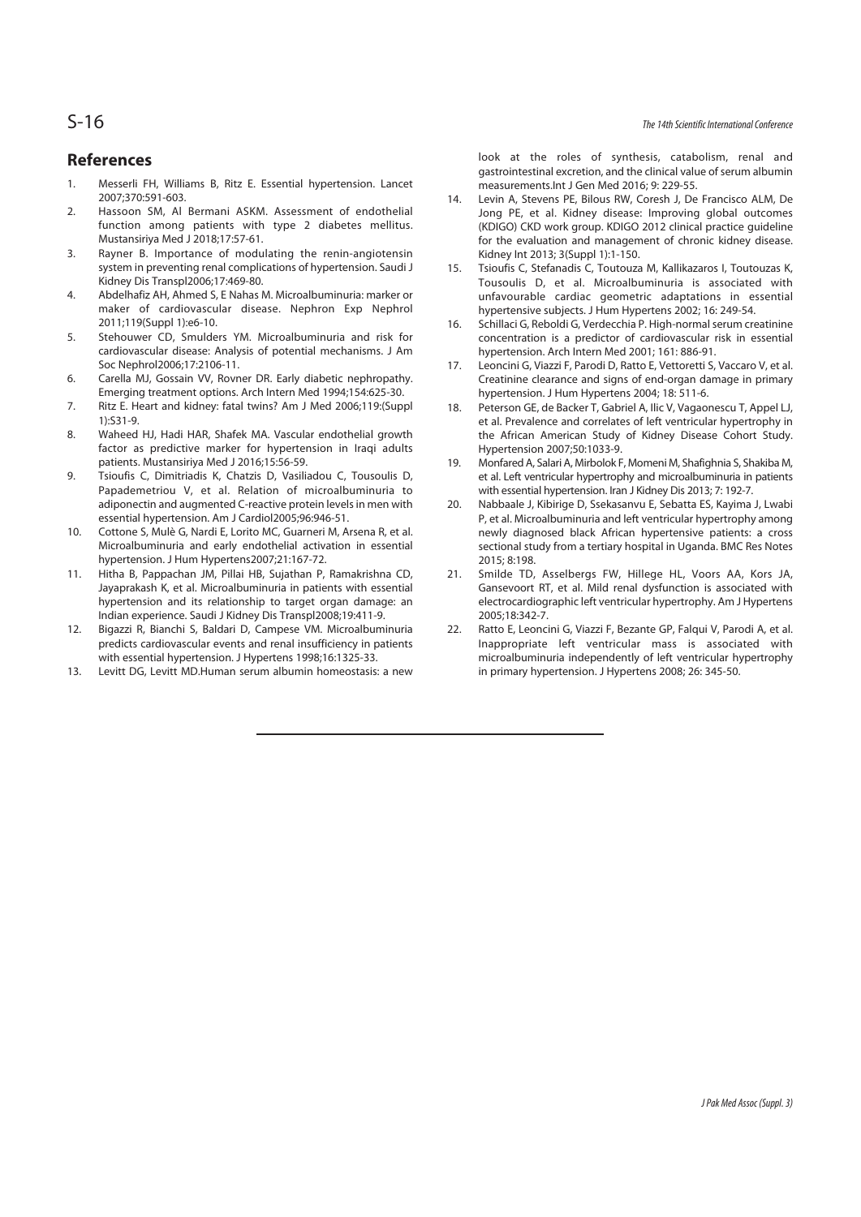## References

1. Messerli FH, Williams B, Ritz E. Essential hypertension. Lancet 2007;370:591-603.
2. Hassoon SM, Al Bermani ASKM. Assessment of endothelial function among patients with type 2 diabetes mellitus. Mustansiriya Med J 2018;17:57-61.
3. Rayner B. Importance of modulating the renin-angiotensin system in preventing renal complications of hypertension. Saudi J Kidney Dis Transpl2006;17:469-80.
4. Abdelhafiz AH, Ahmed S, E Nahas M. Microalbuminuria: marker or maker of cardiovascular disease. Nephron Exp Nephrol 2011;119(Suppl 1):e6-10.
5. Stehouwer CD, Smulders YM. Microalbuminuria and risk for cardiovascular disease: Analysis of potential mechanisms. J Am Soc Nephrol2006;17:2106-11.
6. Carella MJ, Gossain VV, Rovner DR. Early diabetic nephropathy. Emerging treatment options. Arch Intern Med 1994;154:625-30.
7. Ritz E. Heart and kidney: fatal twins? Am J Med 2006;119:(Suppl 1):S31-9.
8. Waheed HJ, Hadi HAR, Shafek MA. Vascular endothelial growth factor as predictive marker for hypertension in Iraqi adults patients. Mustansiriya Med J 2016;15:56-59.
9. Tsioufis C, Dimitriadis K, Chatzis D, Vasiliadou C, Tousoulis D, Papademetriou V, et al. Relation of microalbuminuria to adiponectin and augmented C-reactive protein levels in men with essential hypertension. Am J Cardiol2005;96:946-51.
10. Cottone S, Mulè G, Nardi E, Lorito MC, Guarneri M, Arsena R, et al. Microalbuminuria and early endothelial activation in essential hypertension. J Hum Hypertens2007;21:167-72.
11. Hitha B, Pappachan JM, Pillai HB, Sujathan P, Ramakrishna CD, Jayaprakash K, et al. Microalbuminuria in patients with essential hypertension and its relationship to target organ damage: an Indian experience. Saudi J Kidney Dis Transpl2008;19:411-9.
12. Bigazzi R, Bianchi S, Baldari D, Campese VM. Microalbuminuria predicts cardiovascular events and renal insufficiency in patients with essential hypertension. J Hypertens 1998;16:1325-33.
13. Levitt DG, Levitt MD.Human serum albumin homeostasis: a new look at the roles of synthesis, catabolism, renal and gastrointestinal excretion, and the clinical value of serum albumin measurements.Int J Gen Med 2016; 9: 229-55.
14. Levin A, Stevens PE, Bilous RW, Coresh J, De Francisco ALM, De Jong PE, et al. Kidney disease: Improving global outcomes (KDIGO) CKD work group. KDIGO 2012 clinical practice guideline for the evaluation and management of chronic kidney disease. Kidney Int 2013; 3(Suppl 1):1-150.
15. Tsioufis C, Stefanadis C, Toutouza M, Kallikazaros I, Toutouzas K, Tousoulis D, et al. Microalbuminuria is associated with unfavourable cardiac geometric adaptations in essential hypertensive subjects. J Hum Hypertens 2002; 16: 249-54.
16. Schillaci G, Reboldi G, Verdecchia P. High-normal serum creatinine concentration is a predictor of cardiovascular risk in essential hypertension. Arch Intern Med 2001; 161: 886-91.
17. Leoncini G, Viazzi F, Parodi D, Ratto E, Vettoretti S, Vaccaro V, et al. Creatinine clearance and signs of end-organ damage in primary hypertension. J Hum Hypertens 2004; 18: 511-6.
18. Peterson GE, de Backer T, Gabriel A, Ilic V, Vagaonescu T, Appel LJ, et al. Prevalence and correlates of left ventricular hypertrophy in the African American Study of Kidney Disease Cohort Study. Hypertension 2007;50:1033-9.
19. Monfared A, Salari A, Mirbolok F, Momeni M, Shafighnia S, Shakiba M, et al. Left ventricular hypertrophy and microalbuminuria in patients with essential hypertension. Iran J Kidney Dis 2013; 7: 192-7.
20. Nabbaale J, Kibirige D, Ssekasanvu E, Sebatta ES, Kayima J, Lwabi P, et al. Microalbuminuria and left ventricular hypertrophy among newly diagnosed black African hypertensive patients: a cross sectional study from a tertiary hospital in Uganda. BMC Res Notes 2015; 8:198.
21. Smilde TD, Asselbergs FW, Hillege HL, Voors AA, Kors JA, Gansevoort RT, et al. Mild renal dysfunction is associated with electrocardiographic left ventricular hypertrophy. Am J Hypertens 2005;18:342-7.
22. Ratto E, Leoncini G, Viazzi F, Bezante GP, Falqui V, Parodi A, et al. Inappropriate left ventricular mass is associated with microalbuminuria independently of left ventricular hypertrophy in primary hypertension. J Hypertens 2008; 26: 345-50.